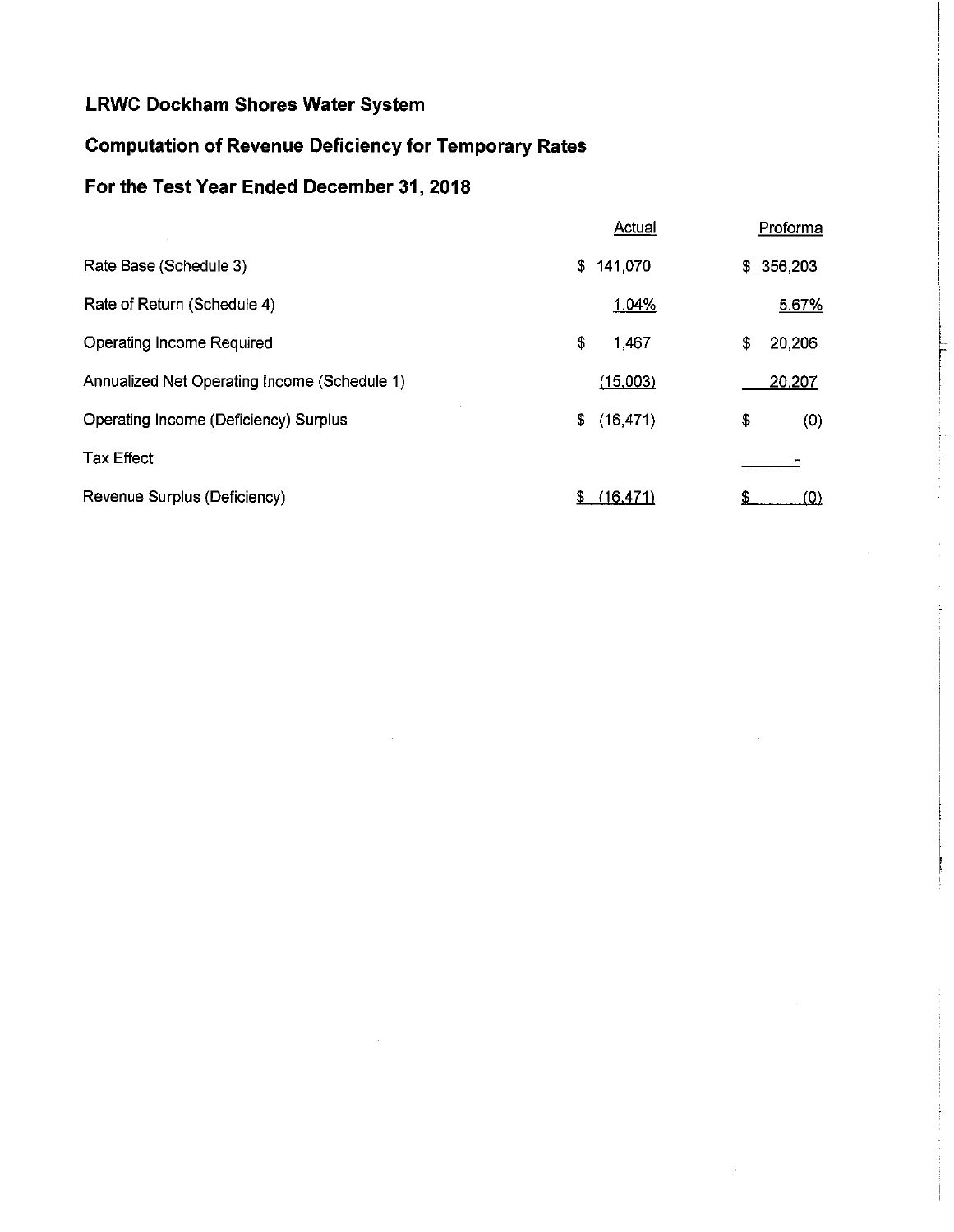# LRWC Dockham Shores Water System

## Computation of Revenue Deficiency for Temporary Rates

## For the Test Year Ended December 31, 2018

| | Actual | Proforma |
|---|---|---|
| Rate Base (Schedule 3) | $ 141,070 | $ 356,203 |
| Rate of Return (Schedule 4) | 1.04% | 5.67% |
| Operating Income Required | $ 1,467 | $ 20,206 |
| Annualized Net Operating Income (Schedule 1) | (15,003) | 20,207 |
| Operating Income (Deficiency) Surplus | $ (16,471) | $ (0) |
| Tax Effect | | - |
| Revenue Surplus (Deficiency) | $ (16,471) | $ (0) |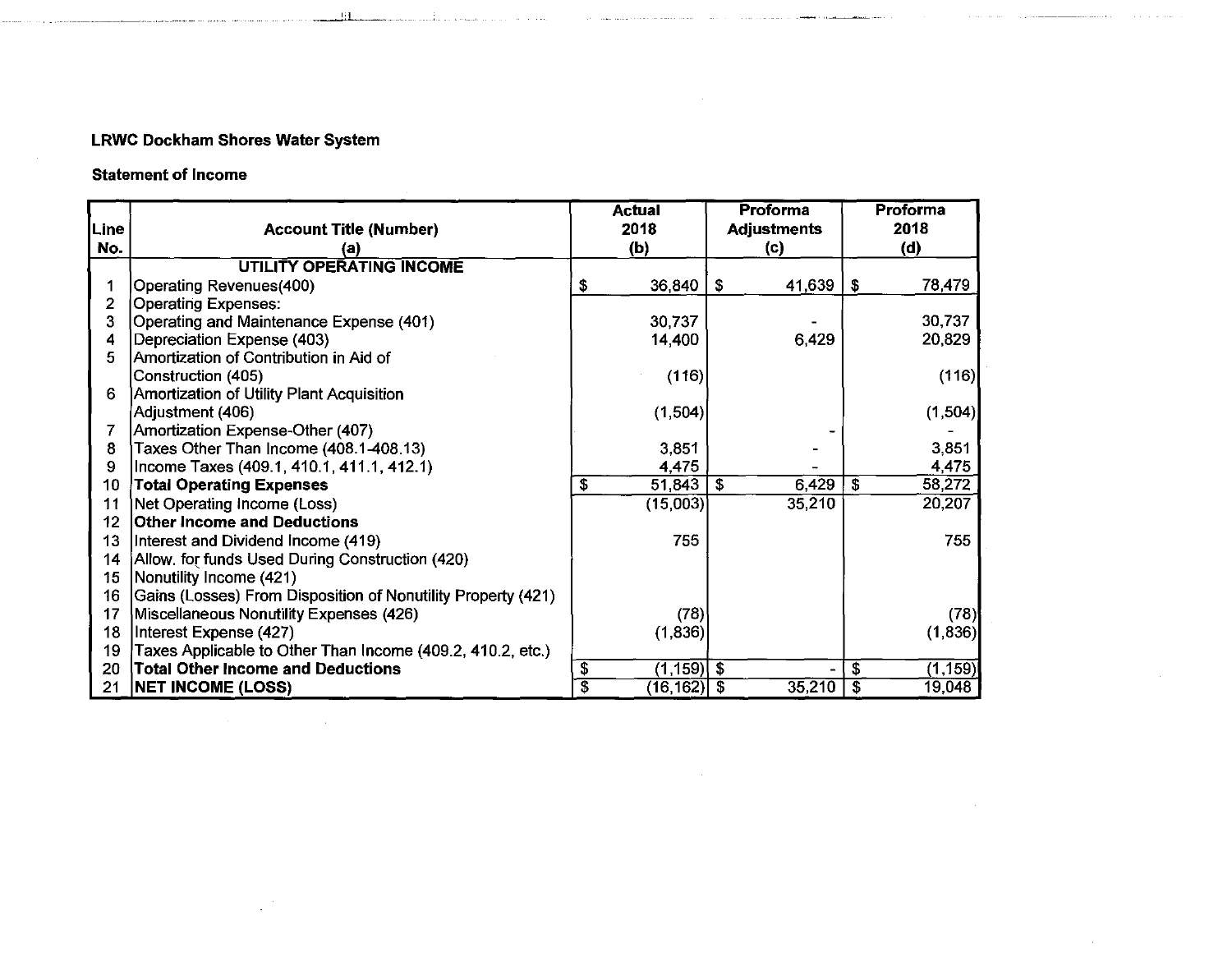**LRWC Dockham Shores Water System**

**Statement of Income**

| Line No. | Account Title (Number) (a) | Actual 2018 (b) | Proforma Adjustments (c) | Proforma 2018 (d) |
|---|---|---|---|---|
| | **UTILITY OPERATING INCOME** | | | |
| 1 | Operating Revenues(400) | $ 36,840 | $ 41,639 | $ 78,479 |
| 2 | Operating Expenses: | | | |
| 3 | Operating and Maintenance Expense (401) | 30,737 | - | 30,737 |
| 4 | Depreciation Expense (403) | 14,400 | 6,429 | 20,829 |
| 5 | Amortization of Contribution in Aid of Construction (405) | (116) | | (116) |
| 6 | Amortization of Utility Plant Acquisition Adjustment (406) | (1,504) | | (1,504) |
| 7 | Amortization Expense-Other (407) | | - | - |
| 8 | Taxes Other Than Income (408.1-408.13) | 3,851 | - | 3,851 |
| 9 | Income Taxes (409.1, 410.1, 411.1, 412.1) | 4,475 | - | 4,475 |
| 10 | **Total Operating Expenses** | $ 51,843 | $ 6,429 | $ 58,272 |
| 11 | Net Operating Income (Loss) | (15,003) | 35,210 | 20,207 |
| 12 | **Other Income and Deductions** | | | |
| 13 | Interest and Dividend Income (419) | 755 | | 755 |
| 14 | Allow. for funds Used During Construction (420) | | | |
| 15 | Nonutility Income (421) | | | |
| 16 | Gains (Losses) From Disposition of Nonutility Property (421) | | | |
| 17 | Miscellaneous Nonutility Expenses (426) | (78) | | (78) |
| 18 | Interest Expense (427) | (1,836) | | (1,836) |
| 19 | Taxes Applicable to Other Than Income (409.2, 410.2, etc.) | | | |
| 20 | **Total Other Income and Deductions** | $ (1,159) | $ - | $ (1,159) |
| 21 | **NET INCOME (LOSS)** | $ (16,162) | $ 35,210 | $ 19,048 |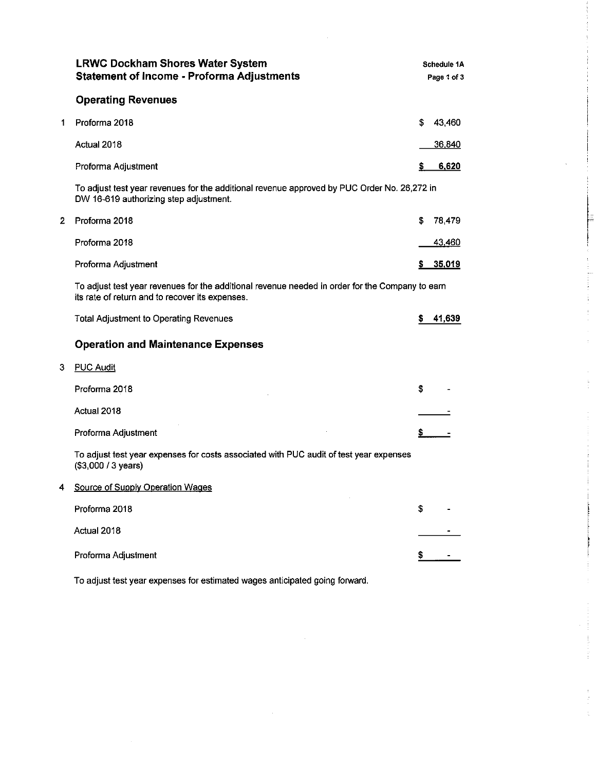# LRWC Dockham Shores Water System
## Statement of Income - Proforma Adjustments

Schedule 1A

### Operating Revenues

**1**

| | |
|---|---|
| Proforma 2018 | $ 43,460 |
| Actual 2018 | 36,840 |
| Proforma Adjustment | **$ 6,620** |

To adjust test year revenues for the additional revenue approved by PUC Order No. 26,272 in DW 16-619 authorizing step adjustment.

**2**

| | |
|---|---|
| Proforma 2018 | $ 78,479 |
| Proforma 2018 | 43,460 |
| Proforma Adjustment | **$ 35,019** |

To adjust test year revenues for the additional revenue needed in order for the Company to earn its rate of return and to recover its expenses.

| | |
|---|---|
| Total Adjustment to Operating Revenues | **$ 41,639** |

### Operation and Maintenance Expenses

**3** PUC Audit

| | |
|---|---|
| Proforma 2018 | $ - |
| Actual 2018 | - |
| Proforma Adjustment | $ - |

To adjust test year expenses for costs associated with PUC audit of test year expenses ($3,000 / 3 years)

**4** Source of Supply Operation Wages

| | |
|---|---|
| Proforma 2018 | $ - |
| Actual 2018 | - |
| Proforma Adjustment | $ - |

To adjust test year expenses for estimated wages anticipated going forward.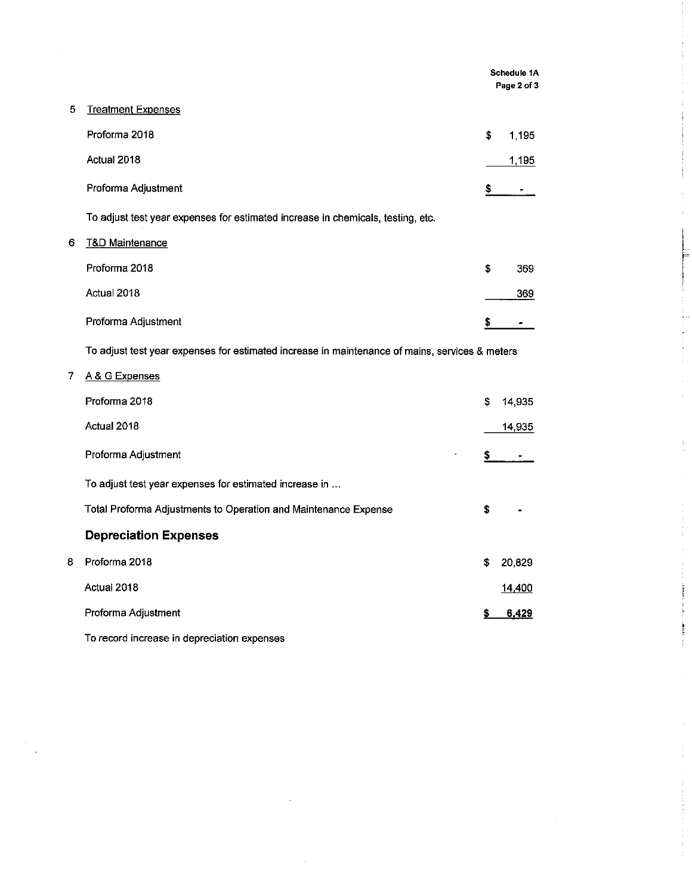Schedule 1A

5 Treatment Expenses

| | | |
|---|---|---|
| Proforma 2018 | $ | 1,195 |
| Actual 2018 | | 1,195 |
| Proforma Adjustment | $ | - |

To adjust test year expenses for estimated increase in chemicals, testing, etc.

6 T&D Maintenance

| | | |
|---|---|---|
| Proforma 2018 | $ | 369 |
| Actual 2018 | | 369 |
| Proforma Adjustment | $ | - |

To adjust test year expenses for estimated increase in maintenance of mains, services & meters

7 A & G Expenses

| | | |
|---|---|---|
| Proforma 2018 | $ | 14,935 |
| Actual 2018 | | 14,935 |
| Proforma Adjustment | $ | - |

To adjust test year expenses for estimated increase in ...

| | | |
|---|---|---|
| Total Proforma Adjustments to Operation and Maintenance Expense | $ | - |

**Depreciation Expenses**

| | | | |
|---|---|---|---|
| 8 | Proforma 2018 | $ | 20,829 |
| | Actual 2018 | | 14,400 |
| | Proforma Adjustment | $ | 6,429 |

To record increase in depreciation expenses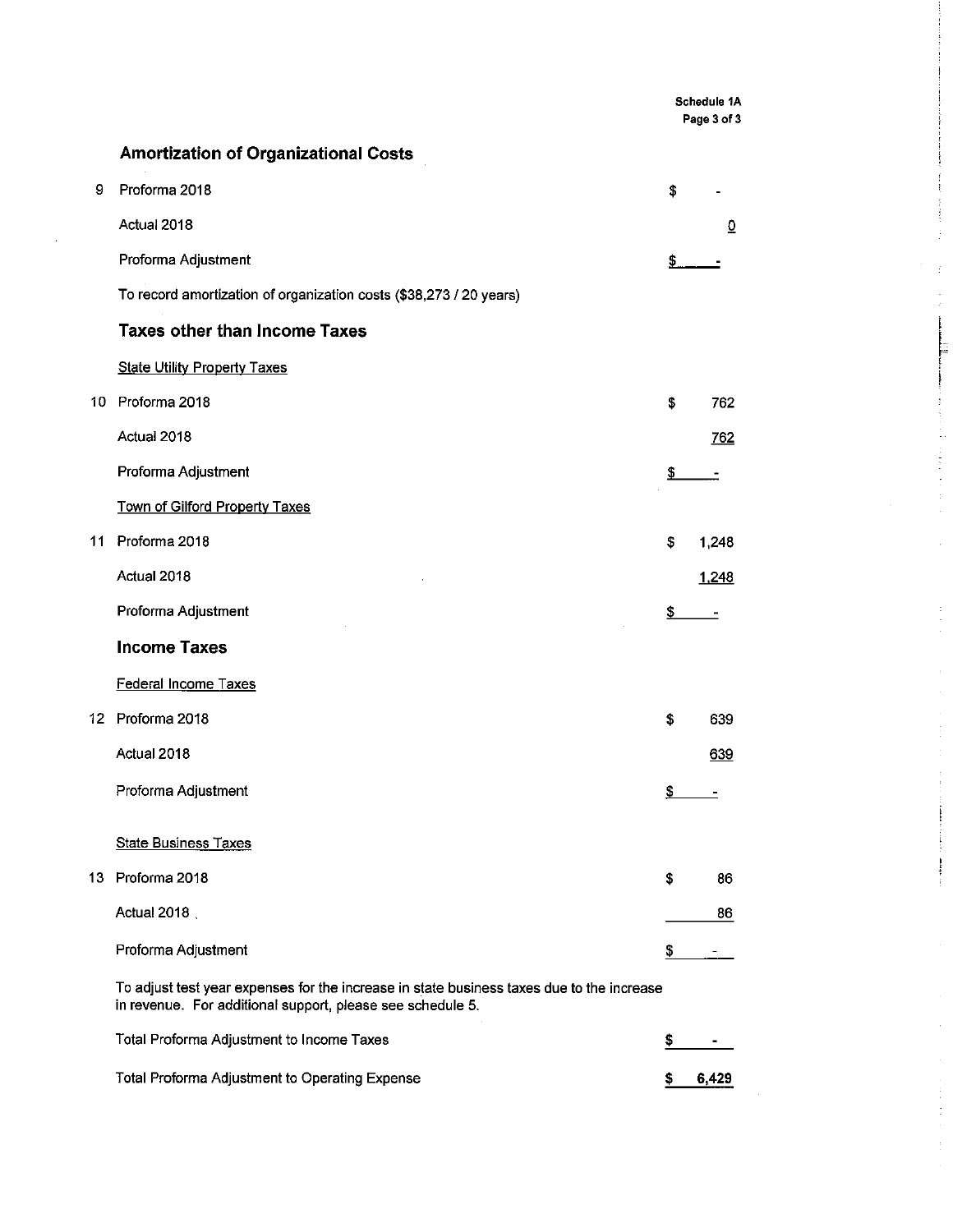Schedule 1A

## Amortization of Organizational Costs

| | | |
|---|---|---|
| 9 | Proforma 2018 | $ - |
| | Actual 2018 | 0 |
| | Proforma Adjustment | $ - |

To record amortization of organization costs ($38,273 / 20 years)

## Taxes other than Income Taxes

State Utility Property Taxes

| | | |
|---|---|---|
| 10 | Proforma 2018 | $ 762 |
| | Actual 2018 | 762 |
| | Proforma Adjustment | $ - |

Town of Gilford Property Taxes

| | | |
|---|---|---|
| 11 | Proforma 2018 | $ 1,248 |
| | Actual 2018 | 1,248 |
| | Proforma Adjustment | $ - |

## Income Taxes

Federal Income Taxes

| | | |
|---|---|---|
| 12 | Proforma 2018 | $ 639 |
| | Actual 2018 | 639 |
| | Proforma Adjustment | $ - |

State Business Taxes

| | | |
|---|---|---|
| 13 | Proforma 2018 | $ 86 |
| | Actual 2018 | 86 |
| | Proforma Adjustment | $ - |

To adjust test year expenses for the increase in state business taxes due to the increase in revenue. For additional support, please see schedule 5.

| | |
|---|---|
| Total Proforma Adjustment to Income Taxes | $ - |
| Total Proforma Adjustment to Operating Expense | $ 6,429 |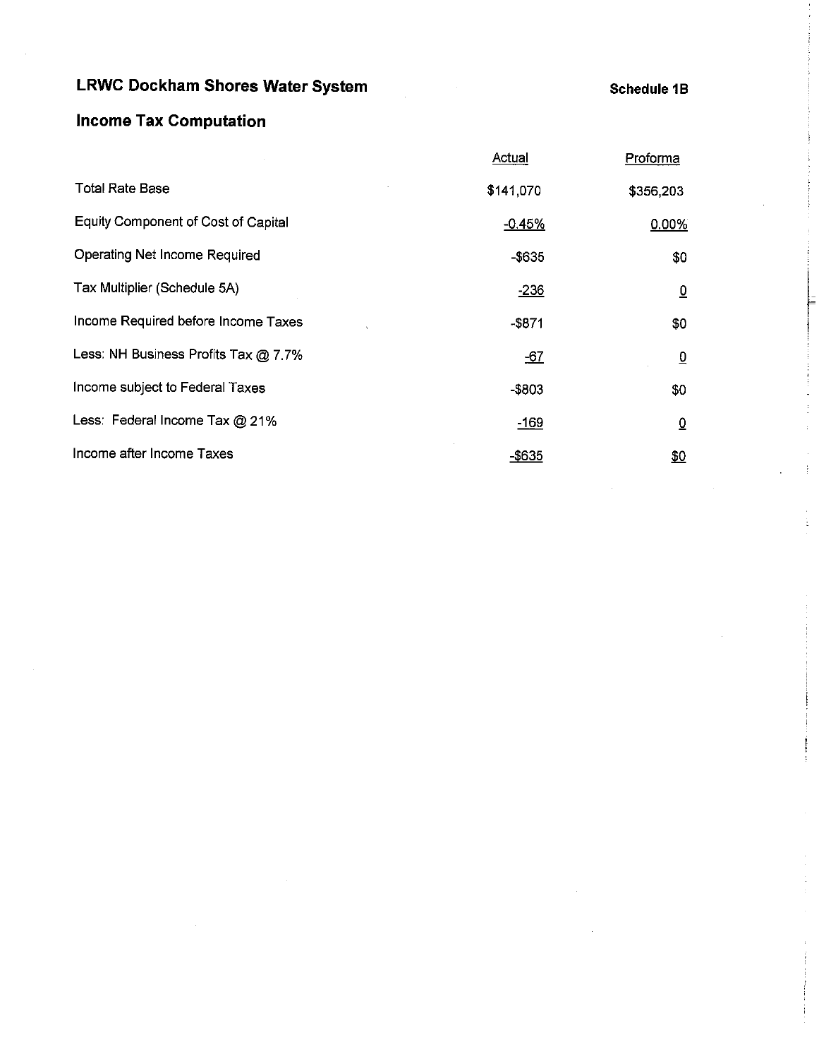## LRWC Dockham Shores Water System

**Schedule 1B**

## Income Tax Computation

| | Actual | Proforma |
|---|---|---|
| Total Rate Base | $141,070 | $356,203 |
| Equity Component of Cost of Capital | -0.45% | 0.00% |
| Operating Net Income Required | -$635 | $0 |
| Tax Multiplier (Schedule 5A) | -236 | 0 |
| Income Required before Income Taxes | -$871 | $0 |
| Less: NH Business Profits Tax @ 7.7% | -67 | 0 |
| Income subject to Federal Taxes | -$803 | $0 |
| Less: Federal Income Tax @ 21% | -169 | 0 |
| Income after Income Taxes | -$635 | $0 |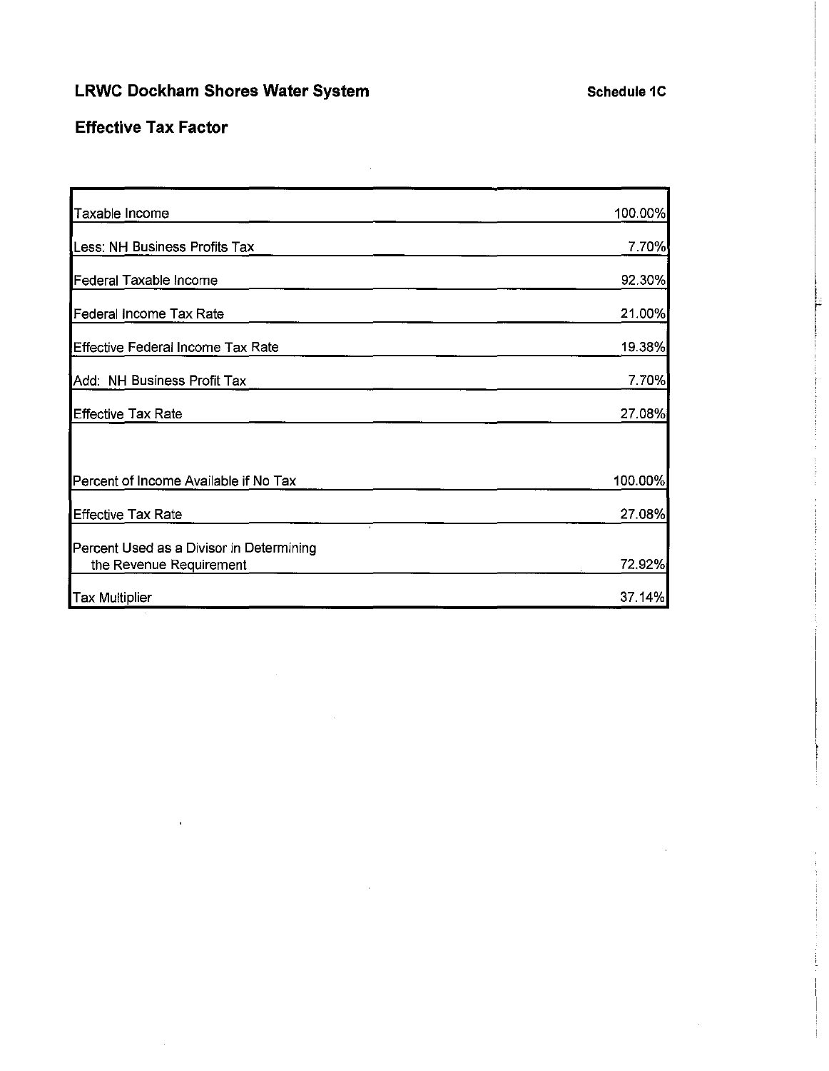## LRWC Dockham Shores Water System

**Schedule 1C**

## Effective Tax Factor

| | |
|---|---|
| Taxable Income | 100.00% |
| Less: NH Business Profits Tax | 7.70% |
| Federal Taxable Income | 92.30% |
| Federal Income Tax Rate | 21.00% |
| Effective Federal Income Tax Rate | 19.38% |
| Add: NH Business Profit Tax | 7.70% |
| Effective Tax Rate | 27.08% |
| | |
| Percent of Income Available if No Tax | 100.00% |
| Effective Tax Rate | 27.08% |
| Percent Used as a Divisor in Determining the Revenue Requirement | 72.92% |
| Tax Multiplier | 37.14% |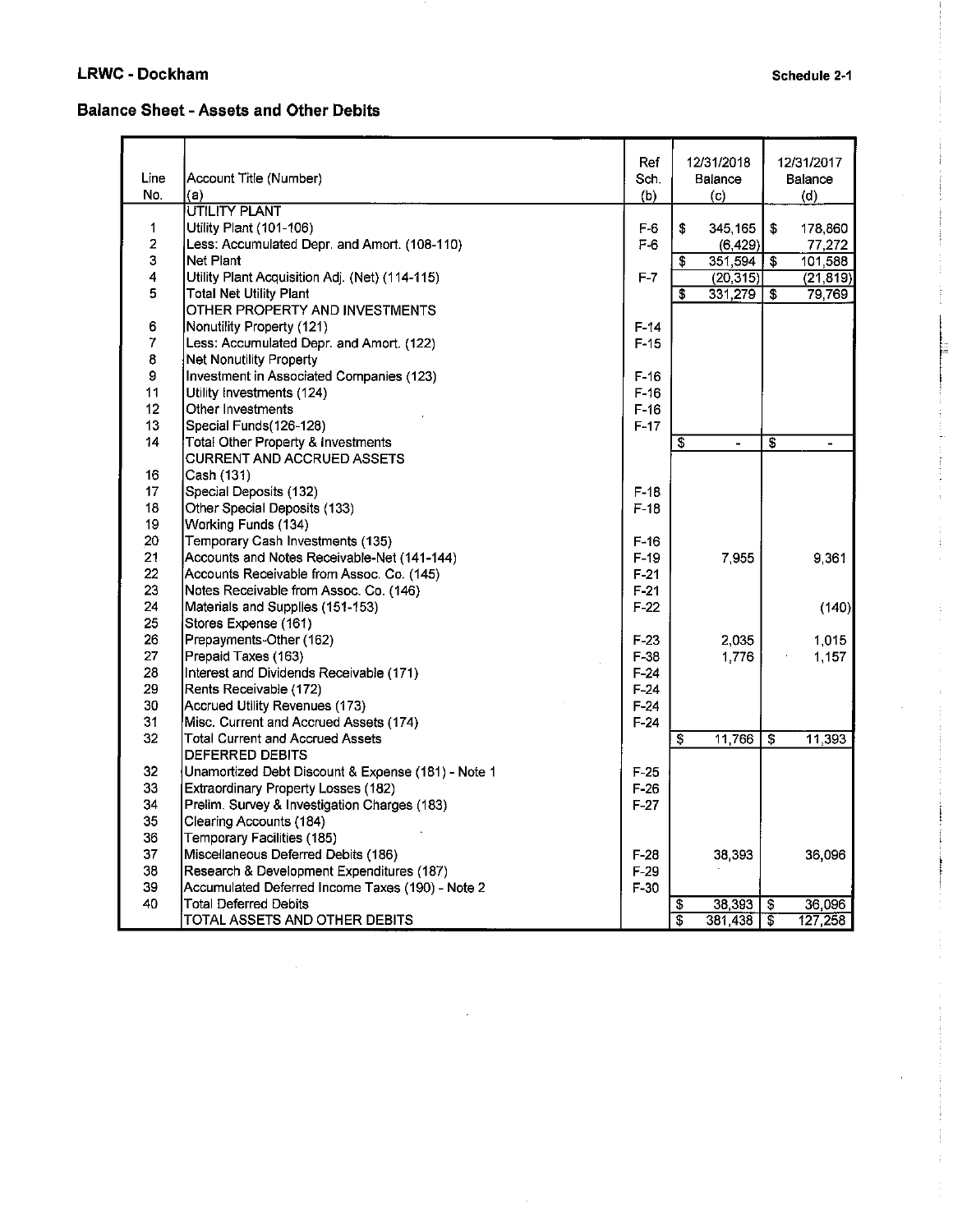## LRWC - Dockham

**Schedule 2-1**

## Balance Sheet - Assets and Other Debits

| Line No. | Account Title (Number) (a) | Ref Sch. (b) | 12/31/2018 Balance (c) | 12/31/2017 Balance (d) |
|---|---|---|---|---|
| | UTILITY PLANT | | | |
| 1 | Utility Plant (101-106) | F-6 | $ 345,165 | $ 178,860 |
| 2 | Less: Accumulated Depr. and Amort. (108-110) | F-6 | (6,429) | 77,272 |
| 3 | Net Plant | | $ 351,594 | $ 101,588 |
| 4 | Utility Plant Acquisition Adj. (Net) (114-115) | F-7 | (20,315) | (21,819) |
| 5 | Total Net Utility Plant | | $ 331,279 | $ 79,769 |
| | OTHER PROPERTY AND INVESTMENTS | | | |
| 6 | Nonutility Property (121) | F-14 | | |
| 7 | Less: Accumulated Depr. and Amort. (122) | F-15 | | |
| 8 | Net Nonutility Property | | | |
| 9 | Investment in Associated Companies (123) | F-16 | | |
| 11 | Utility Investments (124) | F-16 | | |
| 12 | Other Investments | F-16 | | |
| 13 | Special Funds(126-128) | F-17 | | |
| 14 | Total Other Property & Investments | | $ - | $ - |
| | CURRENT AND ACCRUED ASSETS | | | |
| 16 | Cash (131) | | | |
| 17 | Special Deposits (132) | F-18 | | |
| 18 | Other Special Deposits (133) | F-18 | | |
| 19 | Working Funds (134) | | | |
| 20 | Temporary Cash Investments (135) | F-16 | | |
| 21 | Accounts and Notes Receivable-Net (141-144) | F-19 | 7,955 | 9,361 |
| 22 | Accounts Receivable from Assoc. Co. (145) | F-21 | | |
| 23 | Notes Receivable from Assoc. Co. (146) | F-21 | | |
| 24 | Materials and Supplies (151-153) | F-22 | | (140) |
| 25 | Stores Expense (161) | | | |
| 26 | Prepayments-Other (162) | F-23 | 2,035 | 1,015 |
| 27 | Prepaid Taxes (163) | F-38 | 1,776 | 1,157 |
| 28 | Interest and Dividends Receivable (171) | F-24 | | |
| 29 | Rents Receivable (172) | F-24 | | |
| 30 | Accrued Utility Revenues (173) | F-24 | | |
| 31 | Misc. Current and Accrued Assets (174) | F-24 | | |
| 32 | Total Current and Accrued Assets | | $ 11,766 | $ 11,393 |
| | DEFERRED DEBITS | | | |
| 32 | Unamortized Debt Discount & Expense (181) - Note 1 | F-25 | | |
| 33 | Extraordinary Property Losses (182) | F-26 | | |
| 34 | Prelim. Survey & Investigation Charges (183) | F-27 | | |
| 35 | Clearing Accounts (184) | | | |
| 36 | Temporary Facilities (185) | | | |
| 37 | Miscellaneous Deferred Debits (186) | F-28 | 38,393 | 36,096 |
| 38 | Research & Development Expenditures (187) | F-29 | | |
| 39 | Accumulated Deferred Income Taxes (190) - Note 2 | F-30 | | |
| 40 | Total Deferred Debits | | $ 38,393 | $ 36,096 |
| | TOTAL ASSETS AND OTHER DEBITS | | $ 381,438 | $ 127,258 |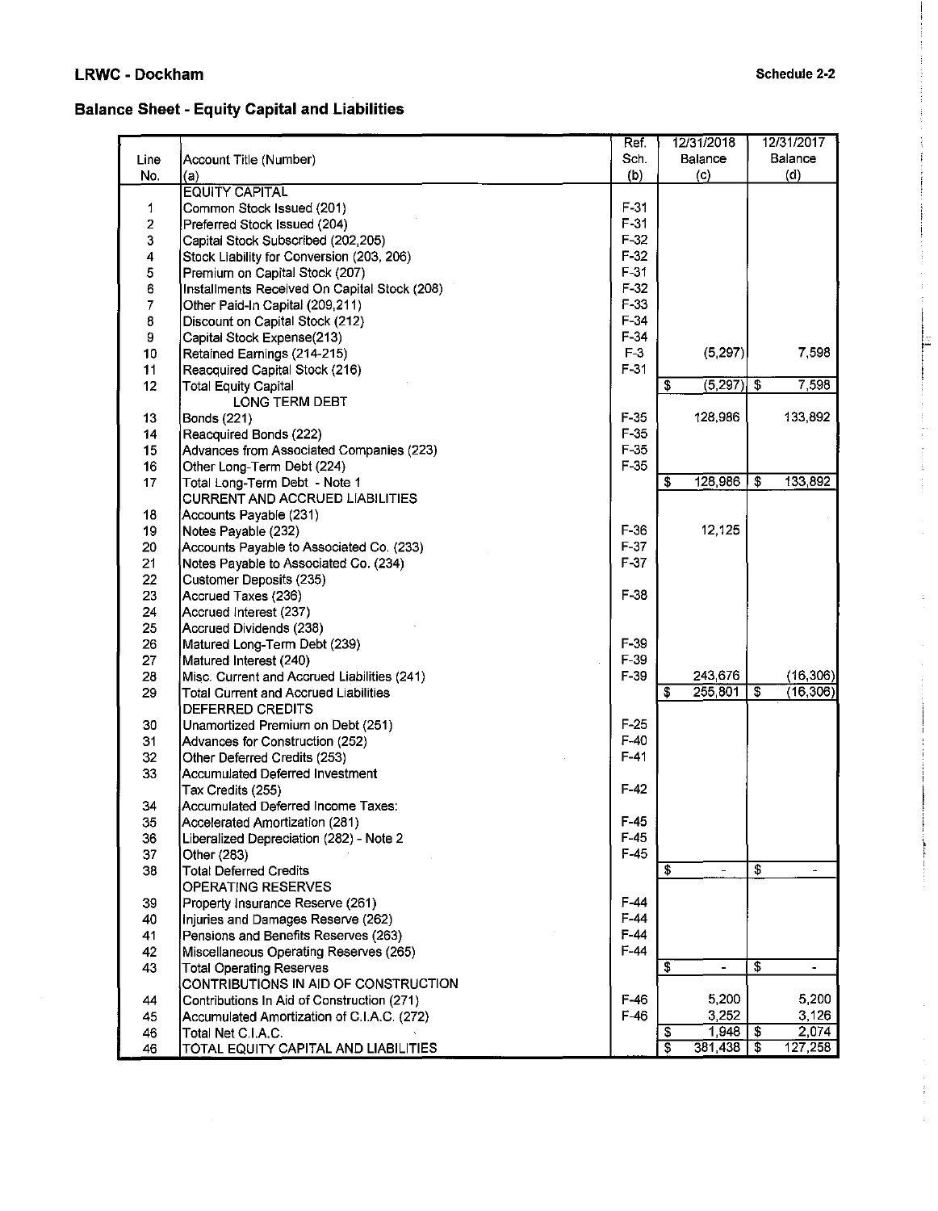## LRWC - Dockham

**Schedule 2-2**

## Balance Sheet - Equity Capital and Liabilities

| Line No. | Account Title (Number) (a) | Ref. Sch. (b) | 12/31/2018 Balance (c) | 12/31/2017 Balance (d) |
|---|---|---|---|---|
| | EQUITY CAPITAL | | | |
| 1 | Common Stock Issued (201) | F-31 | | |
| 2 | Preferred Stock Issued (204) | F-31 | | |
| 3 | Capital Stock Subscribed (202,205) | F-32 | | |
| 4 | Stock Liability for Conversion (203, 206) | F-32 | | |
| 5 | Premium on Capital Stock (207) | F-31 | | |
| 6 | Installments Received On Capital Stock (208) | F-32 | | |
| 7 | Other Paid-In Capital (209,211) | F-33 | | |
| 8 | Discount on Capital Stock (212) | F-34 | | |
| 9 | Capital Stock Expense(213) | F-34 | | |
| 10 | Retained Earnings (214-215) | F-3 | (5,297) | 7,598 |
| 11 | Reacquired Capital Stock (216) | F-31 | | |
| 12 | Total Equity Capital | | $ (5,297) | $ 7,598 |
| | LONG TERM DEBT | | | |
| 13 | Bonds (221) | F-35 | 128,986 | 133,892 |
| 14 | Reacquired Bonds (222) | F-35 | | |
| 15 | Advances from Associated Companies (223) | F-35 | | |
| 16 | Other Long-Term Debt (224) | F-35 | | |
| 17 | Total Long-Term Debt - Note 1 | | $ 128,986 | $ 133,892 |
| | CURRENT AND ACCRUED LIABILITIES | | | |
| 18 | Accounts Payable (231) | | | |
| 19 | Notes Payable (232) | F-36 | 12,125 | |
| 20 | Accounts Payable to Associated Co. (233) | F-37 | | |
| 21 | Notes Payable to Associated Co. (234) | F-37 | | |
| 22 | Customer Deposits (235) | | | |
| 23 | Accrued Taxes (236) | F-38 | | |
| 24 | Accrued Interest (237) | | | |
| 25 | Accrued Dividends (238) | | | |
| 26 | Matured Long-Term Debt (239) | F-39 | | |
| 27 | Matured Interest (240) | F-39 | | |
| 28 | Misc. Current and Accrued Liabilities (241) | F-39 | 243,676 | (16,306) |
| 29 | Total Current and Accrued Liabilities | | $ 255,801 | $ (16,306) |
| | DEFERRED CREDITS | | | |
| 30 | Unamortized Premium on Debt (251) | F-25 | | |
| 31 | Advances for Construction (252) | F-40 | | |
| 32 | Other Deferred Credits (253) | F-41 | | |
| 33 | Accumulated Deferred Investment Tax Credits (255) | F-42 | | |
| 34 | Accumulated Deferred Income Taxes: | | | |
| 35 | Accelerated Amortization (281) | F-45 | | |
| 36 | Liberalized Depreciation (282) - Note 2 | F-45 | | |
| 37 | Other (283) | F-45 | | |
| 38 | Total Deferred Credits | | $ - | $ - |
| | OPERATING RESERVES | | | |
| 39 | Property Insurance Reserve (261) | F-44 | | |
| 40 | Injuries and Damages Reserve (262) | F-44 | | |
| 41 | Pensions and Benefits Reserves (263) | F-44 | | |
| 42 | Miscellaneous Operating Reserves (265) | F-44 | | |
| 43 | Total Operating Reserves | | $ - | $ - |
| | CONTRIBUTIONS IN AID OF CONSTRUCTION | | | |
| 44 | Contributions In Aid of Construction (271) | F-46 | 5,200 | 5,200 |
| 45 | Accumulated Amortization of C.I.A.C. (272) | F-46 | 3,252 | 3,126 |
| 46 | Total Net C.I.A.C. | | $ 1,948 | $ 2,074 |
| 46 | TOTAL EQUITY CAPITAL AND LIABILITIES | | $ 381,438 | $ 127,258 |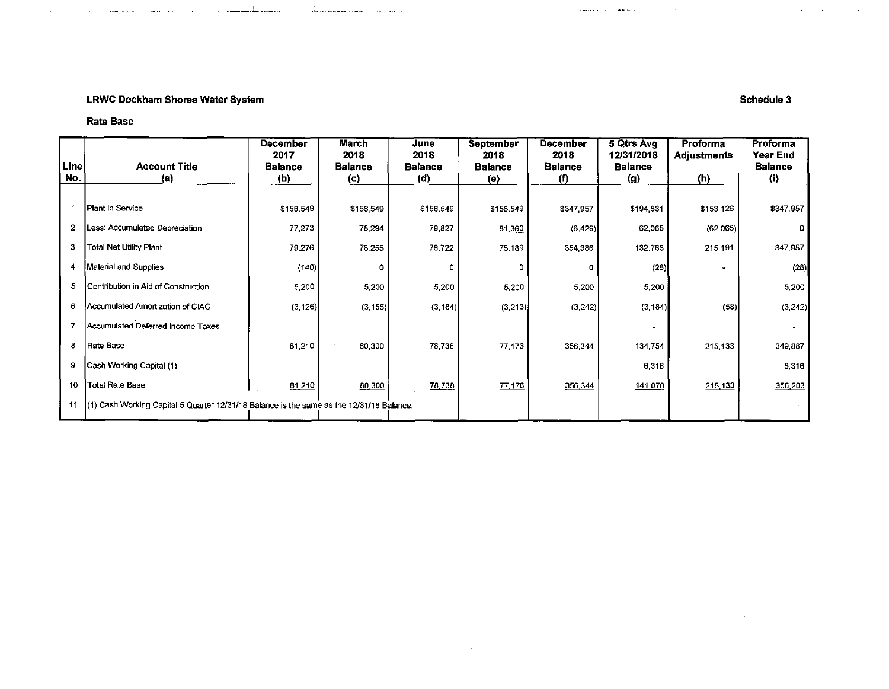**LRWC Dockham Shores Water System**

**Schedule 3**

**Rate Base**

| Line No. | Account Title (a) | December 2017 Balance (b) | March 2018 Balance (c) | June 2018 Balance (d) | September 2018 Balance (e) | December 2018 Balance (f) | 5 Qtrs Avg 12/31/2018 Balance (g) | Proforma Adjustments (h) | Proforma Year End Balance (i) |
|---|---|---|---|---|---|---|---|---|---|
| 1 | Plant in Service | $156,549 | $156,549 | $156,549 | $156,549 | $347,957 | $194,831 | $153,126 | $347,957 |
| 2 | Less: Accumulated Depreciation | 77,273 | 78,294 | 79,827 | 81,360 | (6,429) | 62,065 | (62,065) | 0 |
| 3 | Total Net Utility Plant | 79,276 | 78,255 | 76,722 | 75,189 | 354,386 | 132,766 | 215,191 | 347,957 |
| 4 | Material and Supplies | (140) | 0 | 0 | 0 | 0 | (28) | - | (28) |
| 5 | Contribution in Aid of Construction | 5,200 | 5,200 | 5,200 | 5,200 | 5,200 | 5,200 | | 5,200 |
| 6 | Accumulated Amortization of CIAC | (3,126) | (3,155) | (3,184) | (3,213) | (3,242) | (3,184) | (58) | (3,242) |
| 7 | Accumulated Deferred Income Taxes | | | | | | - | | - |
| 8 | Rate Base | 81,210 | 80,300 | 78,738 | 77,176 | 356,344 | 134,754 | 215,133 | 349,887 |
| 9 | Cash Working Capital (1) | | | | | | 6,316 | | 6,316 |
| 10 | Total Rate Base | 81,210 | 80,300 | 78,738 | 77,176 | 356,344 | 141,070 | 215,133 | 356,203 |
| 11 | (1) Cash Working Capital 5 Quarter 12/31/18 Balance is the same as the 12/31/18 Balance. | | | | | | | | |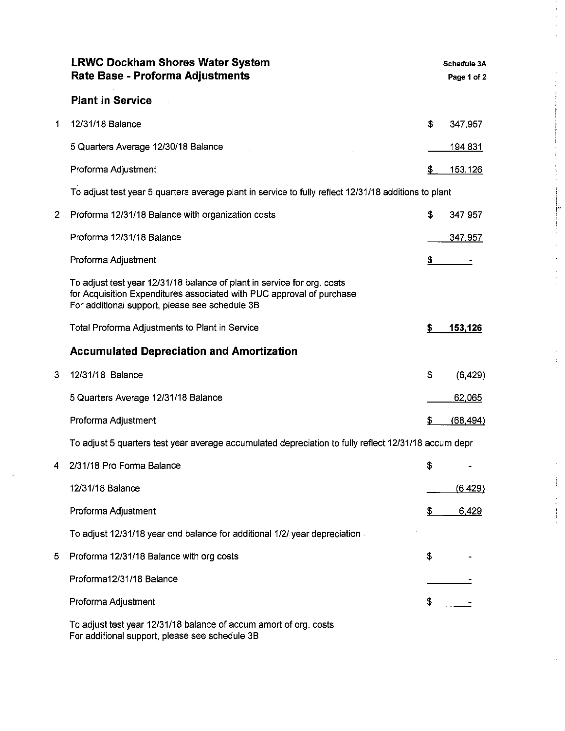# LRWC Dockham Shores Water System
## Rate Base - Proforma Adjustments

Schedule 3A
Page 1 of 2

### Plant in Service

| # | Description | | Amount |
|---|---|---|---|
| 1 | 12/31/18 Balance | $ | 347,957 |
| | 5 Quarters Average 12/30/18 Balance | | 194,831 |
| | Proforma Adjustment | $ | 153,126 |

To adjust test year 5 quarters average plant in service to fully reflect 12/31/18 additions to plant

| # | Description | | Amount |
|---|---|---|---|
| 2 | Proforma 12/31/18 Balance with organization costs | $ | 347,957 |
| | Proforma 12/31/18 Balance | | 347,957 |
| | Proforma Adjustment | $ | - |

To adjust test year 12/31/18 balance of plant in service for org. costs
for Acquisition Expenditures associated with PUC approval of purchase
For additional support, please see schedule 3B

| Description | | Amount |
|---|---|---|
| **Total Proforma Adjustments to Plant in Service** | **$** | **153,126** |

### Accumulated Depreciation and Amortization

| # | Description | | Amount |
|---|---|---|---|
| 3 | 12/31/18 Balance | $ | (6,429) |
| | 5 Quarters Average 12/31/18 Balance | | 62,065 |
| | Proforma Adjustment | $ | (68,494) |

To adjust 5 quarters test year average accumulated depreciation to fully reflect 12/31/18 accum depr

| # | Description | | Amount |
|---|---|---|---|
| 4 | 2/31/18 Pro Forma Balance | $ | - |
| | 12/31/18 Balance | | (6,429) |
| | Proforma Adjustment | $ | 6,429 |

To adjust 12/31/18 year end balance for additional 1/2/ year depreciation

| # | Description | | Amount |
|---|---|---|---|
| 5 | Proforma 12/31/18 Balance with org costs | $ | - |
| | Proforma12/31/18 Balance | | - |
| | Proforma Adjustment | $ | - |

To adjust test year 12/31/18 balance of accum amort of org. costs
For additional support, please see schedule 3B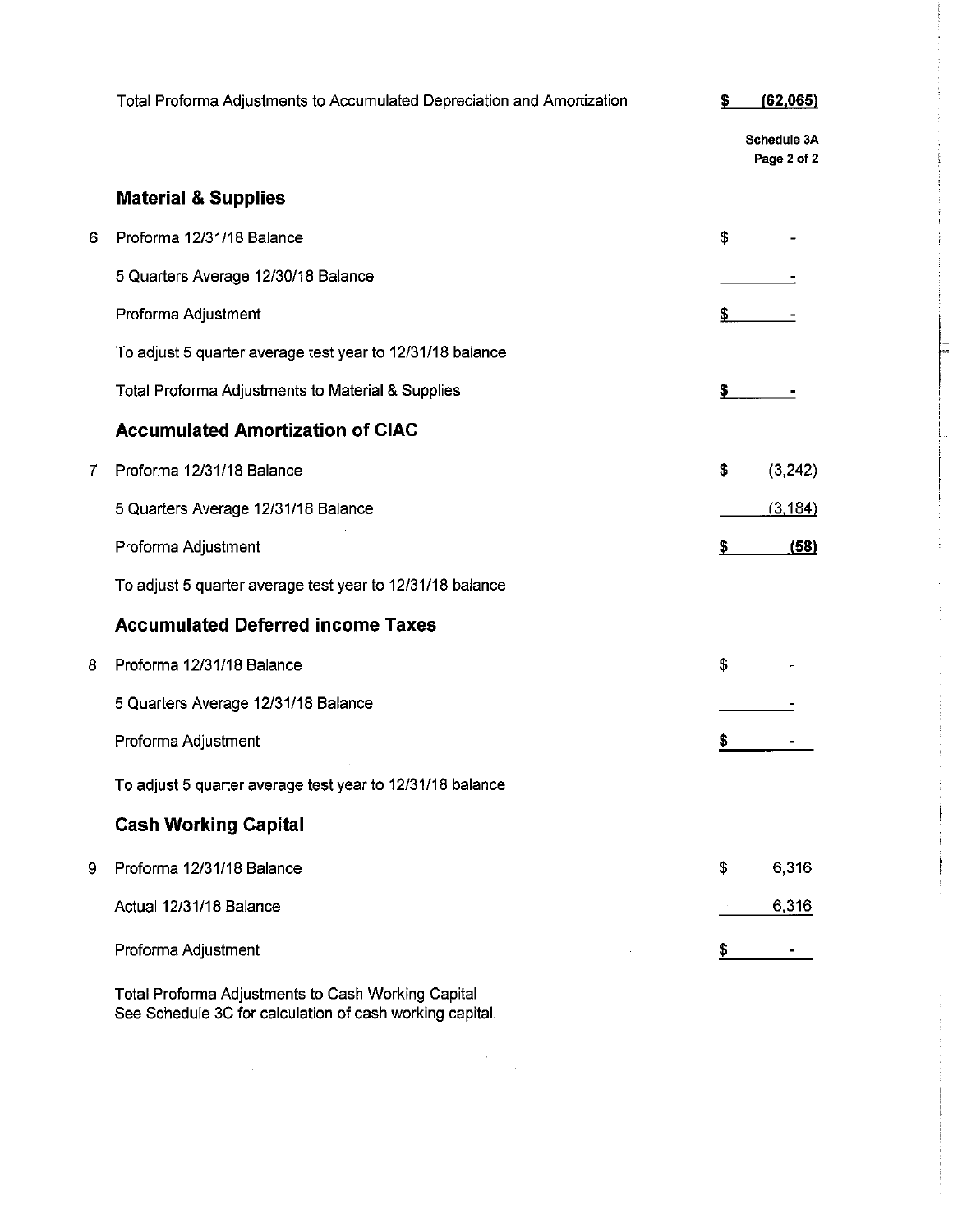| | | |
|---|---|---|
| | Total Proforma Adjustments to Accumulated Depreciation and Amortization | **$ (62,065)** |

**Schedule 3A**
**Page 2 of 2**

### Material & Supplies

| | | |
|---|---|---|
| 6 | Proforma 12/31/18 Balance | $ - |
| | 5 Quarters Average 12/30/18 Balance | - |
| | Proforma Adjustment | $ - |
| | To adjust 5 quarter average test year to 12/31/18 balance | |
| | Total Proforma Adjustments to Material & Supplies | **$ -** |

### Accumulated Amortization of CIAC

| | | |
|---|---|---|
| 7 | Proforma 12/31/18 Balance | $ (3,242) |
| | 5 Quarters Average 12/31/18 Balance | (3,184) |
| | Proforma Adjustment | **$ (58)** |
| | To adjust 5 quarter average test year to 12/31/18 balance | |

### Accumulated Deferred income Taxes

| | | |
|---|---|---|
| 8 | Proforma 12/31/18 Balance | $ - |
| | 5 Quarters Average 12/31/18 Balance | - |
| | Proforma Adjustment | **$ -** |
| | To adjust 5 quarter average test year to 12/31/18 balance | |

### Cash Working Capital

| | | |
|---|---|---|
| 9 | Proforma 12/31/18 Balance | $ 6,316 |
| | Actual 12/31/18 Balance | 6,316 |
| | Proforma Adjustment | **$ -** |

Total Proforma Adjustments to Cash Working Capital
See Schedule 3C for calculation of cash working capital.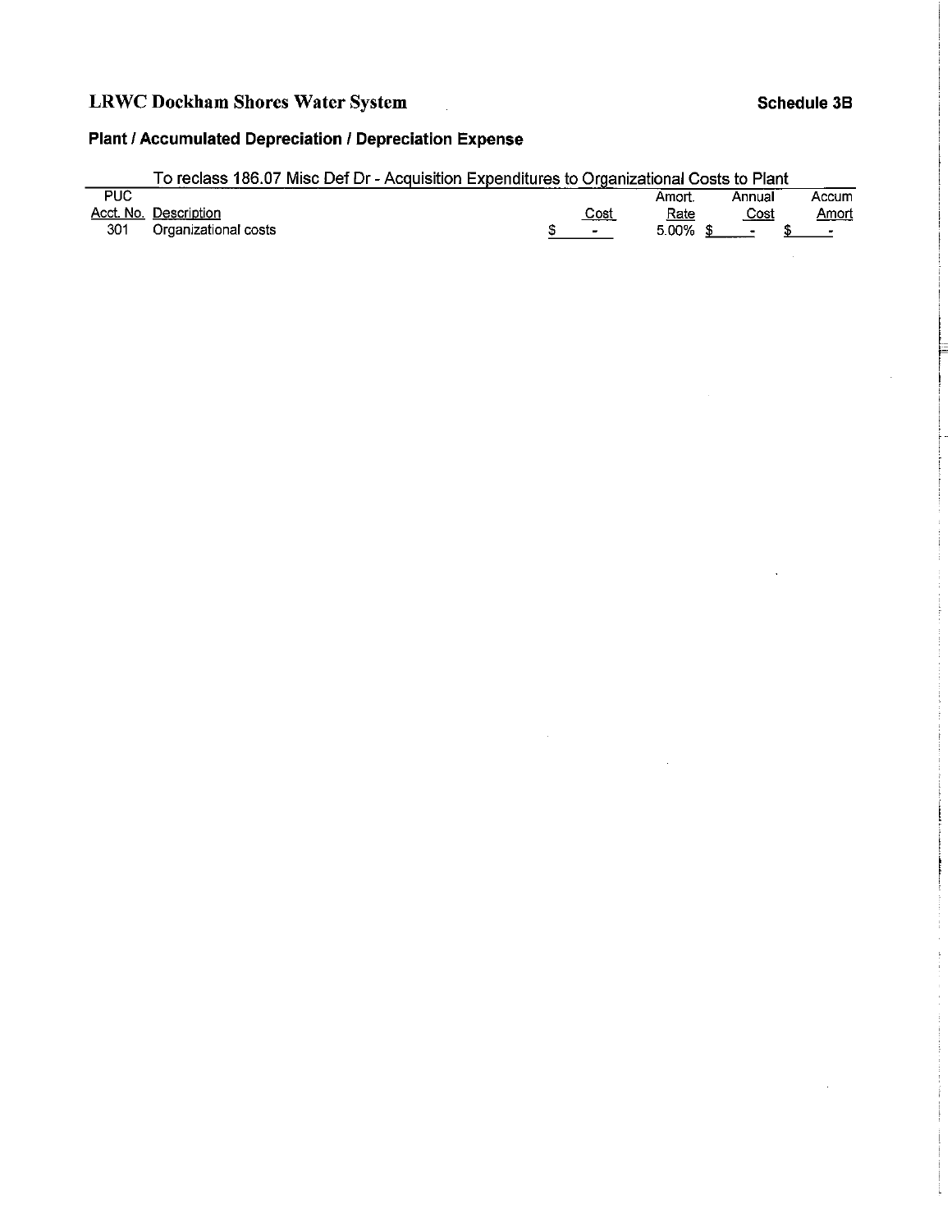# LRWC Dockham Shores Water System

**Schedule 3B**

## Plant / Accumulated Depreciation / Depreciation Expense

To reclass 186.07 Misc Def Dr - Acquisition Expenditures to Organizational Costs to Plant

| PUC Acct. No. | Description | Cost | Amort. Rate | Annual Cost | Accum Amort |
|---|---|---|---|---|---|
| 301 | Organizational costs | $ - | 5.00% | $ - | $ - |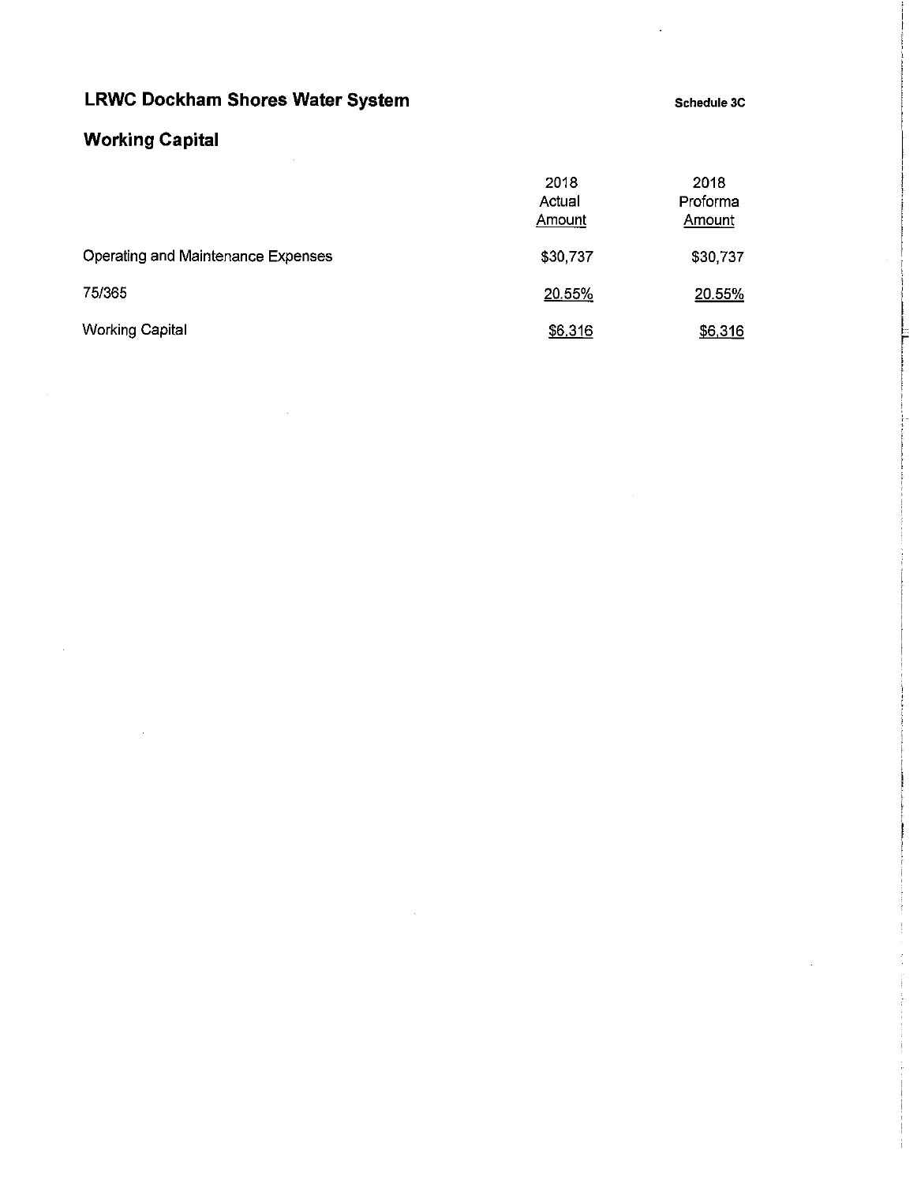# LRWC Dockham Shores Water System

Schedule 3C

## Working Capital

| | 2018 Actual Amount | 2018 Proforma Amount |
|---|---|---|
| Operating and Maintenance Expenses | $30,737 | $30,737 |
| 75/365 | 20.55% | 20.55% |
| Working Capital | $6,316 | $6,316 |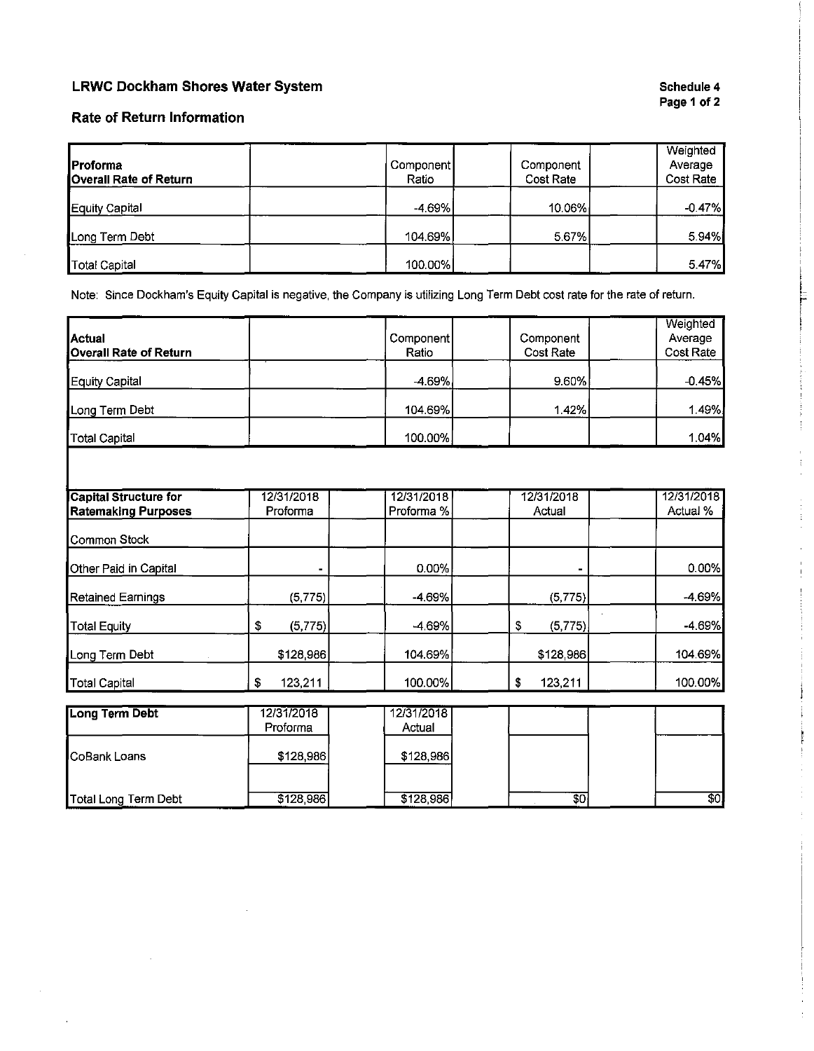# LRWC Dockham Shores Water System

**Schedule 4**
**Page 1 of 2**

## Rate of Return Information

| Proforma Overall Rate of Return | | Component Ratio | | Component Cost Rate | | Weighted Average Cost Rate |
|---|---|---|---|---|---|---|
| Equity Capital | | -4.69% | | 10.06% | | -0.47% |
| Long Term Debt | | 104.69% | | 5.67% | | 5.94% |
| Total Capital | | 100.00% | | | | 5.47% |

Note: Since Dockham's Equity Capital is negative, the Company is utilizing Long Term Debt cost rate for the rate of return.

| Actual Overall Rate of Return | | Component Ratio | | Component Cost Rate | | Weighted Average Cost Rate |
|---|---|---|---|---|---|---|
| Equity Capital | | -4.69% | | 9.60% | | -0.45% |
| Long Term Debt | | 104.69% | | 1.42% | | 1.49% |
| Total Capital | | 100.00% | | | | 1.04% |

| Capital Structure for Ratemaking Purposes | 12/31/2018 Proforma | | 12/31/2018 Proforma % | | 12/31/2018 Actual | | 12/31/2018 Actual % |
|---|---|---|---|---|---|---|---|
| Common Stock | | | | | | | |
| Other Paid in Capital | - | | 0.00% | | - | | 0.00% |
| Retained Earnings | (5,775) | | -4.69% | | (5,775) | | -4.69% |
| Total Equity | $ (5,775) | | -4.69% | | $ (5,775) | | -4.69% |
| Long Term Debt | $128,986 | | 104.69% | | $128,986 | | 104.69% |
| Total Capital | $ 123,211 | | 100.00% | | $ 123,211 | | 100.00% |

| Long Term Debt | 12/31/2018 Proforma | | 12/31/2018 Actual | | | | |
|---|---|---|---|---|---|---|---|
| CoBank Loans | $128,986 | | $128,986 | | | | |
| | | | | | | | |
| Total Long Term Debt | $128,986 | | $128,986 | | $0 | | $0 |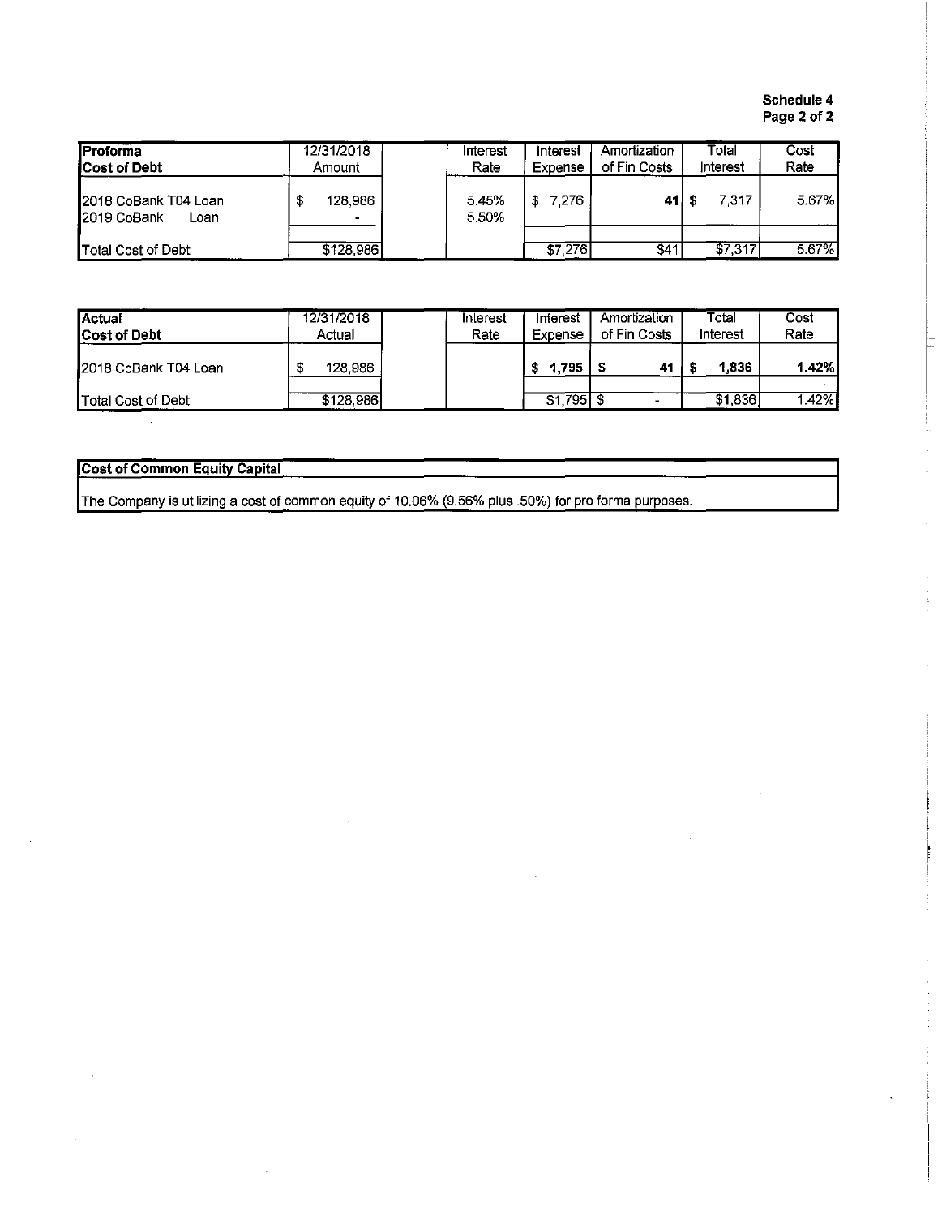**Schedule 4**
**Page 2 of 2**

| **Proforma Cost of Debt** | 12/31/2018 Amount | | Interest Rate | Interest Expense | Amortization of Fin Costs | Total Interest | Cost Rate |
|---|---|---|---|---|---|---|---|
| 2018 CoBank T04 Loan | $ 128,986 | | 5.45% | $ 7,276 | 41 | $ 7,317 | 5.67% |
| 2019 CoBank Loan | - | | 5.50% | | | | |
| Total Cost of Debt | $128,986 | | | $7,276 | $41 | $7,317 | 5.67% |

| **Actual Cost of Debt** | 12/31/2018 Actual | | Interest Rate | Interest Expense | Amortization of Fin Costs | Total Interest | Cost Rate |
|---|---|---|---|---|---|---|---|
| 2018 CoBank T04 Loan | $ 128,986 | | | **$ 1,795** | **$ 41** | **$ 1,836** | **1.42%** |
| Total Cost of Debt | $128,986 | | | $1,795 | $ - | $1,836 | 1.42% |

| **Cost of Common Equity Capital** |
|---|
| The Company is utilizing a cost of common equity of 10.06% (9.56% plus .50%) for pro forma purposes. |